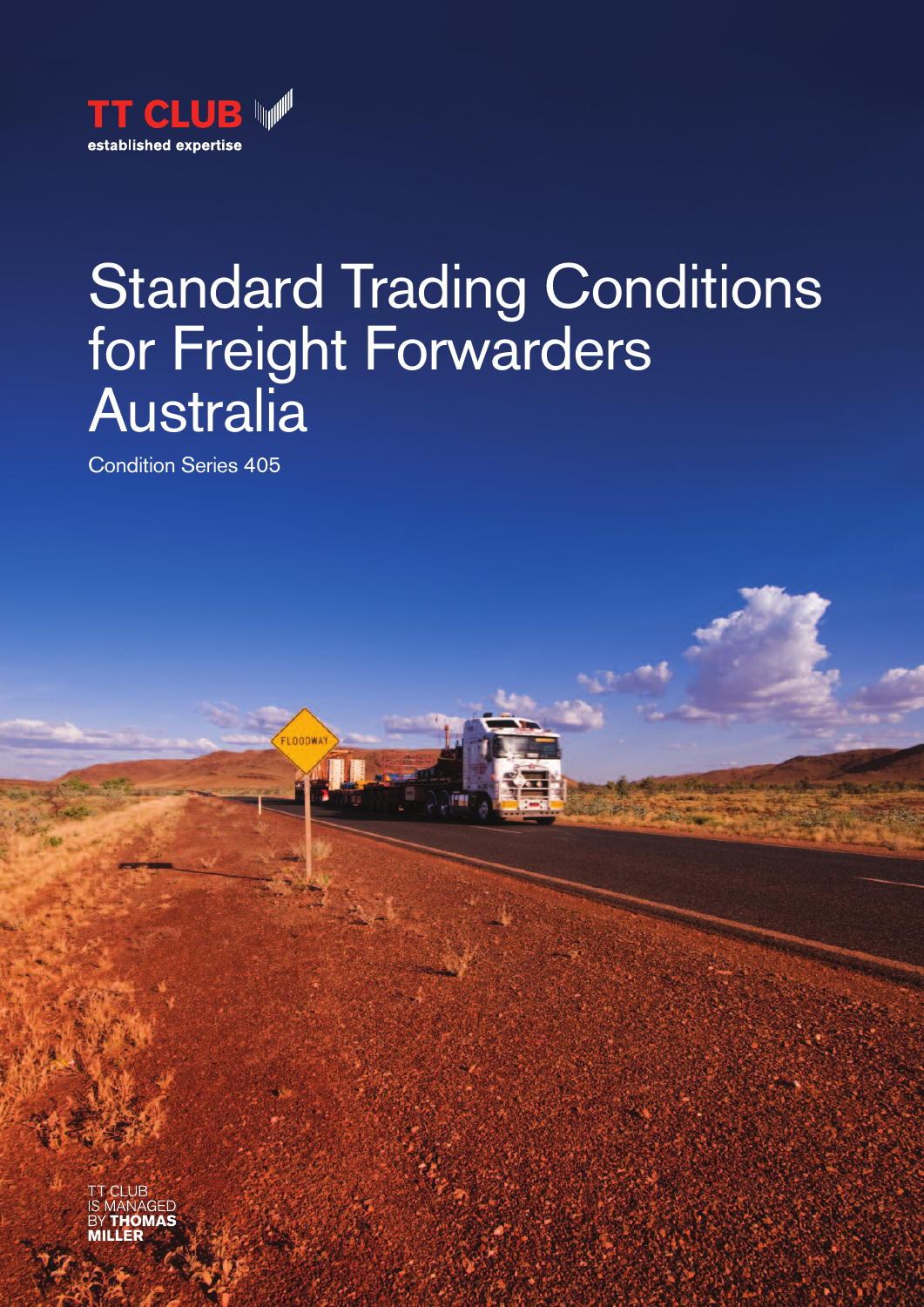TT CLUB

established expertise

# Standard Trading Conditions for Freight Forwarders Australia

Condition Series 405

TT CLUB IS MANAGED BY **THOMAS MILLER**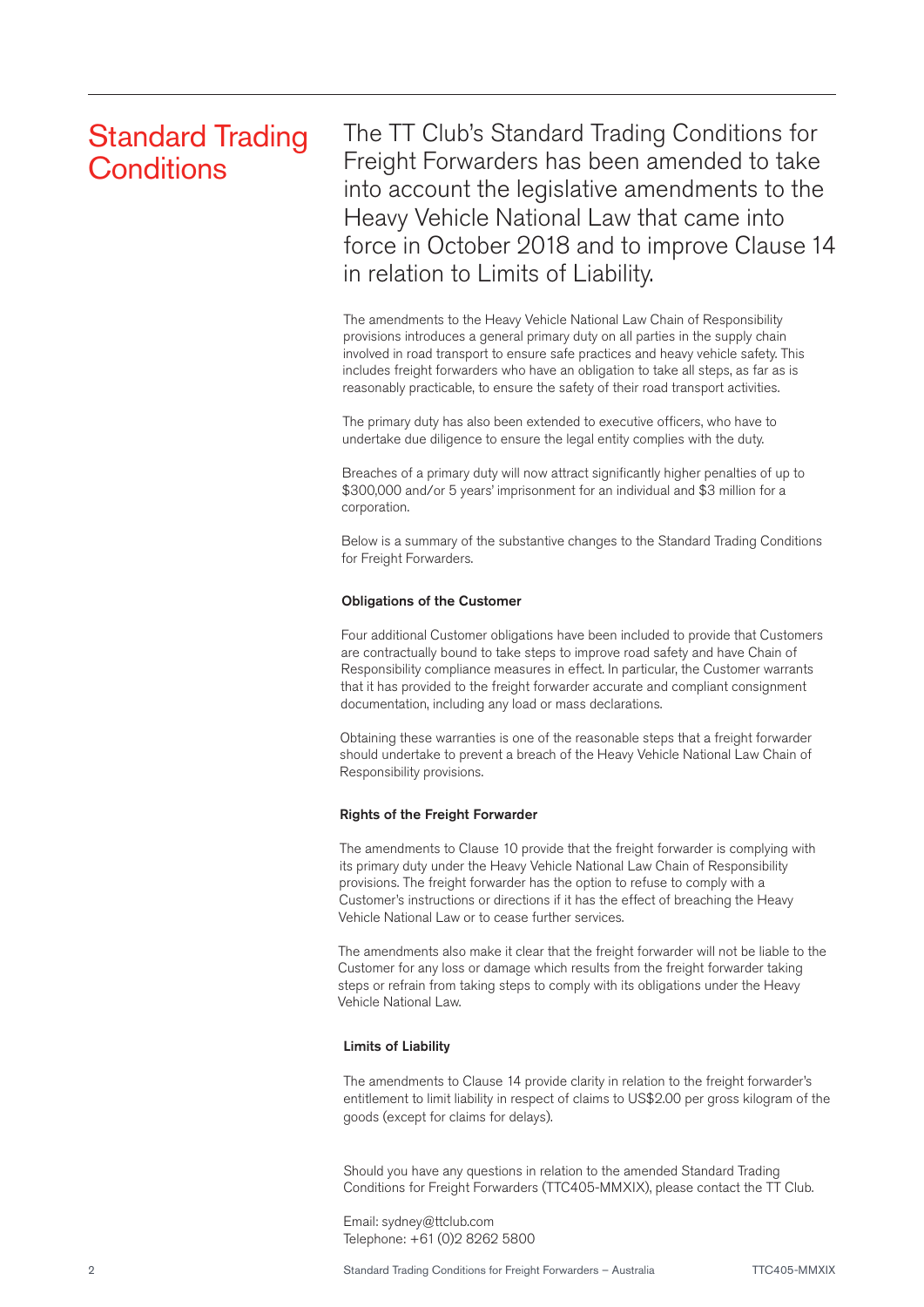# Standard Trading Conditions

## The TT Club's Standard Trading Conditions for Freight Forwarders has been amended to take into account the legislative amendments to the Heavy Vehicle National Law that came into force in October 2018 and to improve Clause 14 in relation to Limits of Liability.

The amendments to the Heavy Vehicle National Law Chain of Responsibility provisions introduces a general primary duty on all parties in the supply chain involved in road transport to ensure safe practices and heavy vehicle safety. This includes freight forwarders who have an obligation to take all steps, as far as is reasonably practicable, to ensure the safety of their road transport activities.

The primary duty has also been extended to executive officers, who have to undertake due diligence to ensure the legal entity complies with the duty.

Breaches of a primary duty will now attract significantly higher penalties of up to $300,000 and/or 5 years' imprisonment for an individual and $3 million for a corporation.

Below is a summary of the substantive changes to the Standard Trading Conditions for Freight Forwarders.

### Obligations of the Customer

Four additional Customer obligations have been included to provide that Customers are contractually bound to take steps to improve road safety and have Chain of Responsibility compliance measures in effect. In particular, the Customer warrants that it has provided to the freight forwarder accurate and compliant consignment documentation, including any load or mass declarations.

Obtaining these warranties is one of the reasonable steps that a freight forwarder should undertake to prevent a breach of the Heavy Vehicle National Law Chain of Responsibility provisions.

### Rights of the Freight Forwarder

The amendments to Clause 10 provide that the freight forwarder is complying with its primary duty under the Heavy Vehicle National Law Chain of Responsibility provisions. The freight forwarder has the option to refuse to comply with a Customer's instructions or directions if it has the effect of breaching the Heavy Vehicle National Law or to cease further services.

The amendments also make it clear that the freight forwarder will not be liable to the Customer for any loss or damage which results from the freight forwarder taking steps or refrain from taking steps to comply with its obligations under the Heavy Vehicle National Law.

### Limits of Liability

The amendments to Clause 14 provide clarity in relation to the freight forwarder's entitlement to limit liability in respect of claims to US$2.00 per gross kilogram of the goods (except for claims for delays).

Should you have any questions in relation to the amended Standard Trading Conditions for Freight Forwarders (TTC405-MMXIX), please contact the TT Club.

Email: sydney@ttclub.com
Telephone: +61 (0)2 8262 5800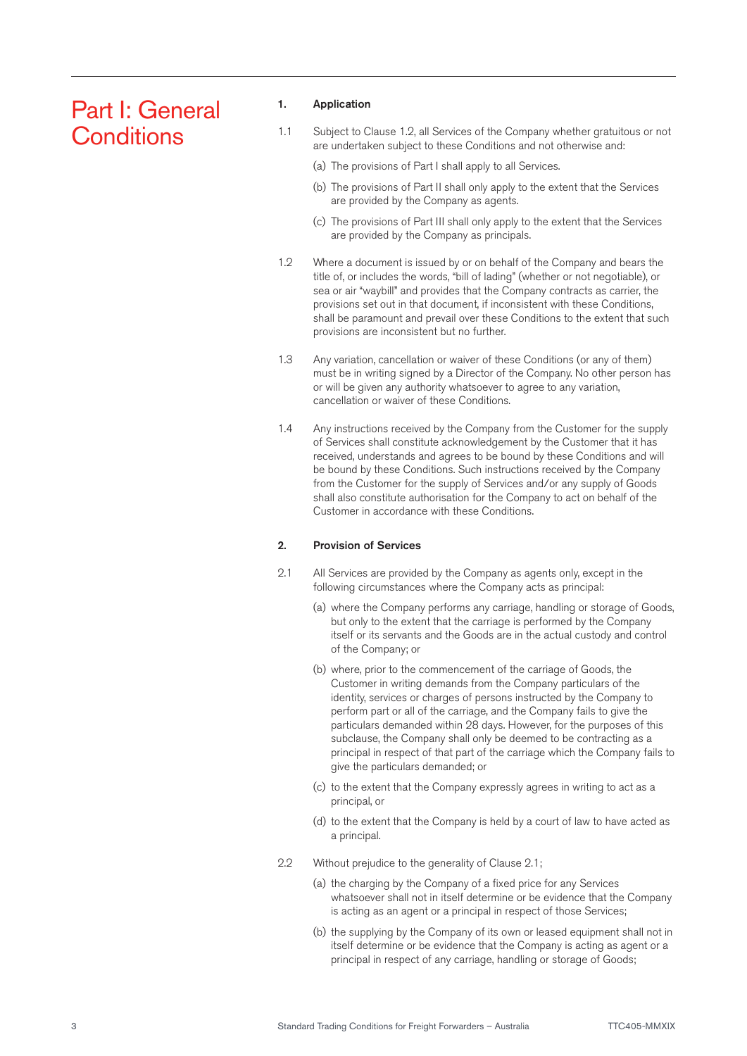# Part I: General Conditions

## 1. Application

1.1 Subject to Clause 1.2, all Services of the Company whether gratuitous or not are undertaken subject to these Conditions and not otherwise and:

(a) The provisions of Part I shall apply to all Services.

(b) The provisions of Part II shall only apply to the extent that the Services are provided by the Company as agents.

(c) The provisions of Part III shall only apply to the extent that the Services are provided by the Company as principals.

1.2 Where a document is issued by or on behalf of the Company and bears the title of, or includes the words, "bill of lading" (whether or not negotiable), or sea or air "waybill" and provides that the Company contracts as carrier, the provisions set out in that document, if inconsistent with these Conditions, shall be paramount and prevail over these Conditions to the extent that such provisions are inconsistent but no further.

1.3 Any variation, cancellation or waiver of these Conditions (or any of them) must be in writing signed by a Director of the Company. No other person has or will be given any authority whatsoever to agree to any variation, cancellation or waiver of these Conditions.

1.4 Any instructions received by the Company from the Customer for the supply of Services shall constitute acknowledgement by the Customer that it has received, understands and agrees to be bound by these Conditions and will be bound by these Conditions. Such instructions received by the Company from the Customer for the supply of Services and/or any supply of Goods shall also constitute authorisation for the Company to act on behalf of the Customer in accordance with these Conditions.

## 2. Provision of Services

2.1 All Services are provided by the Company as agents only, except in the following circumstances where the Company acts as principal:

(a) where the Company performs any carriage, handling or storage of Goods, but only to the extent that the carriage is performed by the Company itself or its servants and the Goods are in the actual custody and control of the Company; or

(b) where, prior to the commencement of the carriage of Goods, the Customer in writing demands from the Company particulars of the identity, services or charges of persons instructed by the Company to perform part or all of the carriage, and the Company fails to give the particulars demanded within 28 days. However, for the purposes of this subclause, the Company shall only be deemed to be contracting as a principal in respect of that part of the carriage which the Company fails to give the particulars demanded; or

(c) to the extent that the Company expressly agrees in writing to act as a principal, or

(d) to the extent that the Company is held by a court of law to have acted as a principal.

2.2 Without prejudice to the generality of Clause 2.1;

(a) the charging by the Company of a fixed price for any Services whatsoever shall not in itself determine or be evidence that the Company is acting as an agent or a principal in respect of those Services;

(b) the supplying by the Company of its own or leased equipment shall not in itself determine or be evidence that the Company is acting as agent or a principal in respect of any carriage, handling or storage of Goods;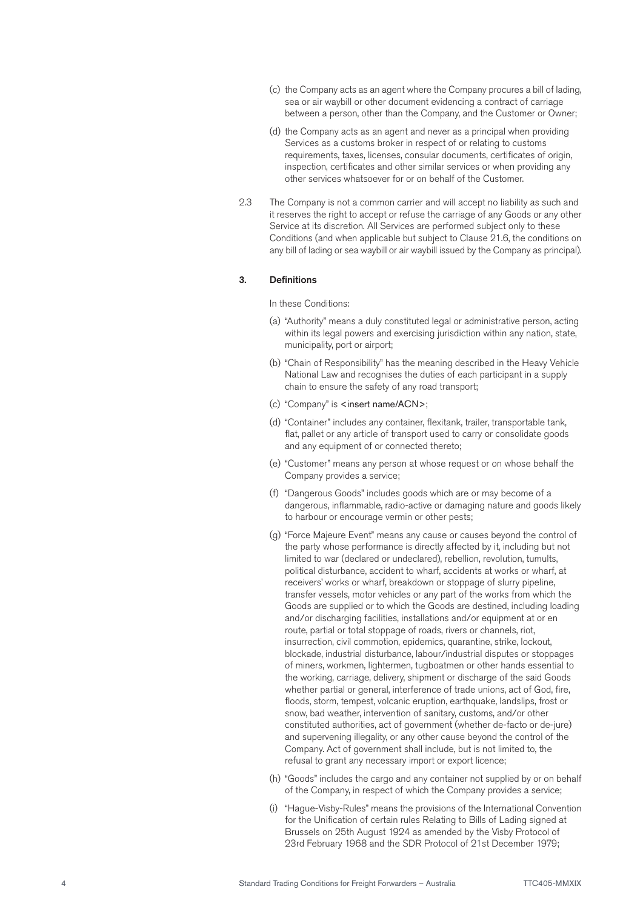(c) the Company acts as an agent where the Company procures a bill of lading, sea or air waybill or other document evidencing a contract of carriage between a person, other than the Company, and the Customer or Owner;

(d) the Company acts as an agent and never as a principal when providing Services as a customs broker in respect of or relating to customs requirements, taxes, licenses, consular documents, certificates of origin, inspection, certificates and other similar services or when providing any other services whatsoever for or on behalf of the Customer.

2.3 The Company is not a common carrier and will accept no liability as such and it reserves the right to accept or refuse the carriage of any Goods or any other Service at its discretion. All Services are performed subject only to these Conditions (and when applicable but subject to Clause 21.6, the conditions on any bill of lading or sea waybill or air waybill issued by the Company as principal).

### 3. Definitions

In these Conditions:

(a) "Authority" means a duly constituted legal or administrative person, acting within its legal powers and exercising jurisdiction within any nation, state, municipality, port or airport;

(b) "Chain of Responsibility" has the meaning described in the Heavy Vehicle National Law and recognises the duties of each participant in a supply chain to ensure the safety of any road transport;

(c) "Company" is <insert name/ACN>;

(d) "Container" includes any container, flexitank, trailer, transportable tank, flat, pallet or any article of transport used to carry or consolidate goods and any equipment of or connected thereto;

(e) "Customer" means any person at whose request or on whose behalf the Company provides a service;

(f) "Dangerous Goods" includes goods which are or may become of a dangerous, inflammable, radio-active or damaging nature and goods likely to harbour or encourage vermin or other pests;

(g) "Force Majeure Event" means any cause or causes beyond the control of the party whose performance is directly affected by it, including but not limited to war (declared or undeclared), rebellion, revolution, tumults, political disturbance, accident to wharf, accidents at works or wharf, at receivers' works or wharf, breakdown or stoppage of slurry pipeline, transfer vessels, motor vehicles or any part of the works from which the Goods are supplied or to which the Goods are destined, including loading and/or discharging facilities, installations and/or equipment at or en route, partial or total stoppage of roads, rivers or channels, riot, insurrection, civil commotion, epidemics, quarantine, strike, lockout, blockade, industrial disturbance, labour/industrial disputes or stoppages of miners, workmen, lightermen, tugboatmen or other hands essential to the working, carriage, delivery, shipment or discharge of the said Goods whether partial or general, interference of trade unions, act of God, fire, floods, storm, tempest, volcanic eruption, earthquake, landslips, frost or snow, bad weather, intervention of sanitary, customs, and/or other constituted authorities, act of government (whether de-facto or de-jure) and supervening illegality, or any other cause beyond the control of the Company. Act of government shall include, but is not limited to, the refusal to grant any necessary import or export licence;

(h) "Goods" includes the cargo and any container not supplied by or on behalf of the Company, in respect of which the Company provides a service;

(i) "Hague-Visby-Rules" means the provisions of the International Convention for the Unification of certain rules Relating to Bills of Lading signed at Brussels on 25th August 1924 as amended by the Visby Protocol of 23rd February 1968 and the SDR Protocol of 21st December 1979;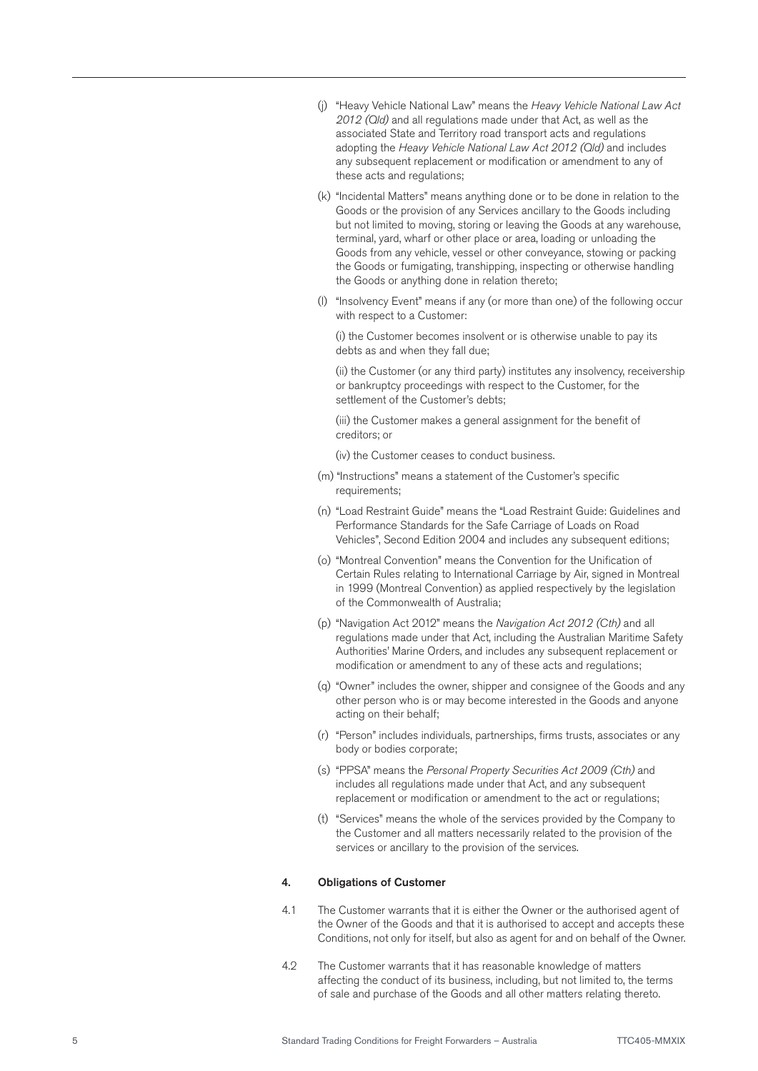(j) "Heavy Vehicle National Law" means the *Heavy Vehicle National Law Act 2012 (Qld)* and all regulations made under that Act, as well as the associated State and Territory road transport acts and regulations adopting the *Heavy Vehicle National Law Act 2012 (Qld)* and includes any subsequent replacement or modification or amendment to any of these acts and regulations;

(k) "Incidental Matters" means anything done or to be done in relation to the Goods or the provision of any Services ancillary to the Goods including but not limited to moving, storing or leaving the Goods at any warehouse, terminal, yard, wharf or other place or area, loading or unloading the Goods from any vehicle, vessel or other conveyance, stowing or packing the Goods or fumigating, transhipping, inspecting or otherwise handling the Goods or anything done in relation thereto;

(l) "Insolvency Event" means if any (or more than one) of the following occur with respect to a Customer:

(i) the Customer becomes insolvent or is otherwise unable to pay its debts as and when they fall due;

(ii) the Customer (or any third party) institutes any insolvency, receivership or bankruptcy proceedings with respect to the Customer, for the settlement of the Customer's debts;

(iii) the Customer makes a general assignment for the benefit of creditors; or

(iv) the Customer ceases to conduct business.

(m) "Instructions" means a statement of the Customer's specific requirements;

(n) "Load Restraint Guide" means the "Load Restraint Guide: Guidelines and Performance Standards for the Safe Carriage of Loads on Road Vehicles", Second Edition 2004 and includes any subsequent editions;

(o) "Montreal Convention" means the Convention for the Unification of Certain Rules relating to International Carriage by Air, signed in Montreal in 1999 (Montreal Convention) as applied respectively by the legislation of the Commonwealth of Australia;

(p) "Navigation Act 2012" means the *Navigation Act 2012 (Cth)* and all regulations made under that Act, including the Australian Maritime Safety Authorities' Marine Orders, and includes any subsequent replacement or modification or amendment to any of these acts and regulations;

(q) "Owner" includes the owner, shipper and consignee of the Goods and any other person who is or may become interested in the Goods and anyone acting on their behalf;

(r) "Person" includes individuals, partnerships, firms trusts, associates or any body or bodies corporate;

(s) "PPSA" means the *Personal Property Securities Act 2009 (Cth)* and includes all regulations made under that Act, and any subsequent replacement or modification or amendment to the act or regulations;

(t) "Services" means the whole of the services provided by the Company to the Customer and all matters necessarily related to the provision of the services or ancillary to the provision of the services.

## 4. Obligations of Customer

4.1 The Customer warrants that it is either the Owner or the authorised agent of the Owner of the Goods and that it is authorised to accept and accepts these Conditions, not only for itself, but also as agent for and on behalf of the Owner.

4.2 The Customer warrants that it has reasonable knowledge of matters affecting the conduct of its business, including, but not limited to, the terms of sale and purchase of the Goods and all other matters relating thereto.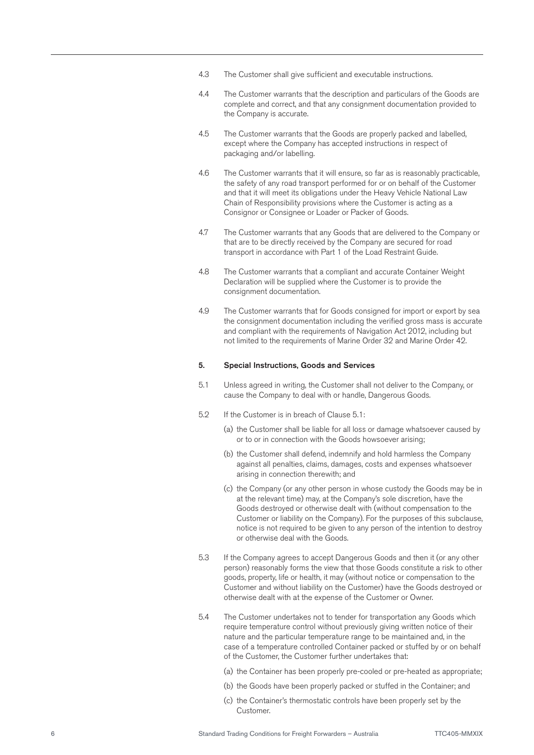4.3 The Customer shall give sufficient and executable instructions.

4.4 The Customer warrants that the description and particulars of the Goods are complete and correct, and that any consignment documentation provided to the Company is accurate.

4.5 The Customer warrants that the Goods are properly packed and labelled, except where the Company has accepted instructions in respect of packaging and/or labelling.

4.6 The Customer warrants that it will ensure, so far as is reasonably practicable, the safety of any road transport performed for or on behalf of the Customer and that it will meet its obligations under the Heavy Vehicle National Law Chain of Responsibility provisions where the Customer is acting as a Consignor or Consignee or Loader or Packer of Goods.

4.7 The Customer warrants that any Goods that are delivered to the Company or that are to be directly received by the Company are secured for road transport in accordance with Part 1 of the Load Restraint Guide.

4.8 The Customer warrants that a compliant and accurate Container Weight Declaration will be supplied where the Customer is to provide the consignment documentation.

4.9 The Customer warrants that for Goods consigned for import or export by sea the consignment documentation including the verified gross mass is accurate and compliant with the requirements of Navigation Act 2012, including but not limited to the requirements of Marine Order 32 and Marine Order 42.

## 5. Special Instructions, Goods and Services

5.1 Unless agreed in writing, the Customer shall not deliver to the Company, or cause the Company to deal with or handle, Dangerous Goods.

5.2 If the Customer is in breach of Clause 5.1:

(a) the Customer shall be liable for all loss or damage whatsoever caused by or to or in connection with the Goods howsoever arising;

(b) the Customer shall defend, indemnify and hold harmless the Company against all penalties, claims, damages, costs and expenses whatsoever arising in connection therewith; and

(c) the Company (or any other person in whose custody the Goods may be in at the relevant time) may, at the Company's sole discretion, have the Goods destroyed or otherwise dealt with (without compensation to the Customer or liability on the Company). For the purposes of this subclause, notice is not required to be given to any person of the intention to destroy or otherwise deal with the Goods.

5.3 If the Company agrees to accept Dangerous Goods and then it (or any other person) reasonably forms the view that those Goods constitute a risk to other goods, property, life or health, it may (without notice or compensation to the Customer and without liability on the Customer) have the Goods destroyed or otherwise dealt with at the expense of the Customer or Owner.

5.4 The Customer undertakes not to tender for transportation any Goods which require temperature control without previously giving written notice of their nature and the particular temperature range to be maintained and, in the case of a temperature controlled Container packed or stuffed by or on behalf of the Customer, the Customer further undertakes that:

(a) the Container has been properly pre-cooled or pre-heated as appropriate;

(b) the Goods have been properly packed or stuffed in the Container; and

(c) the Container's thermostatic controls have been properly set by the Customer.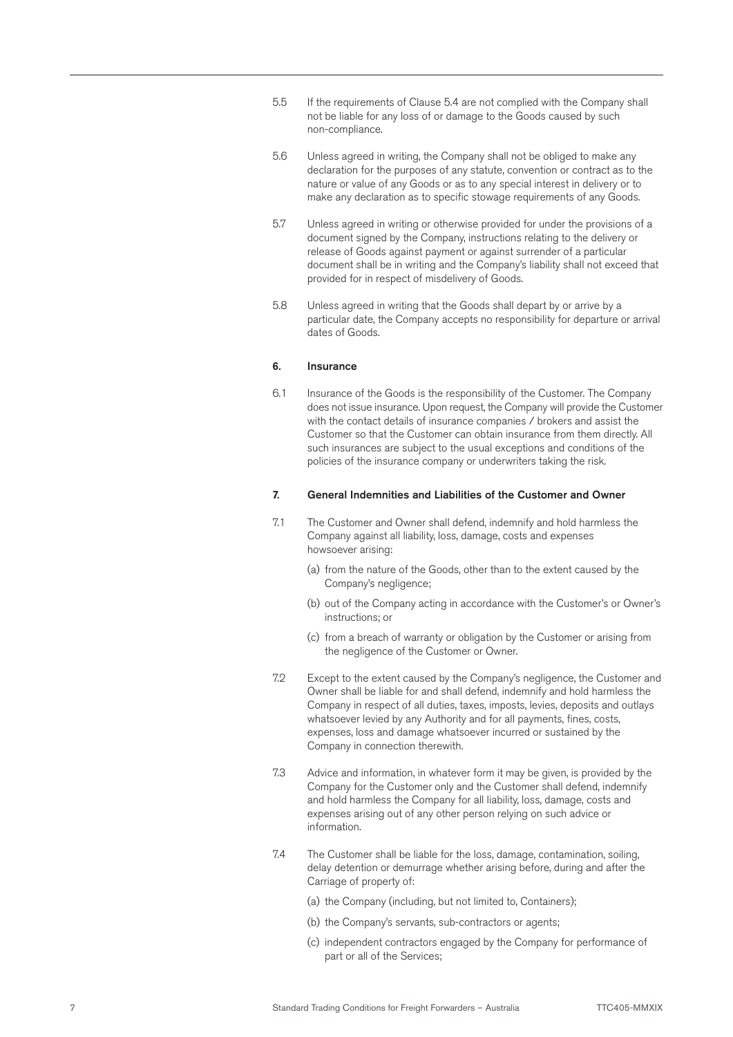5.5 If the requirements of Clause 5.4 are not complied with the Company shall not be liable for any loss of or damage to the Goods caused by such non-compliance.

5.6 Unless agreed in writing, the Company shall not be obliged to make any declaration for the purposes of any statute, convention or contract as to the nature or value of any Goods or as to any special interest in delivery or to make any declaration as to specific stowage requirements of any Goods.

5.7 Unless agreed in writing or otherwise provided for under the provisions of a document signed by the Company, instructions relating to the delivery or release of Goods against payment or against surrender of a particular document shall be in writing and the Company's liability shall not exceed that provided for in respect of misdelivery of Goods.

5.8 Unless agreed in writing that the Goods shall depart by or arrive by a particular date, the Company accepts no responsibility for departure or arrival dates of Goods.

## 6. Insurance

6.1 Insurance of the Goods is the responsibility of the Customer. The Company does not issue insurance. Upon request, the Company will provide the Customer with the contact details of insurance companies / brokers and assist the Customer so that the Customer can obtain insurance from them directly. All such insurances are subject to the usual exceptions and conditions of the policies of the insurance company or underwriters taking the risk.

## 7. General Indemnities and Liabilities of the Customer and Owner

7.1 The Customer and Owner shall defend, indemnify and hold harmless the Company against all liability, loss, damage, costs and expenses howsoever arising:

(a) from the nature of the Goods, other than to the extent caused by the Company's negligence;

(b) out of the Company acting in accordance with the Customer's or Owner's instructions; or

(c) from a breach of warranty or obligation by the Customer or arising from the negligence of the Customer or Owner.

7.2 Except to the extent caused by the Company's negligence, the Customer and Owner shall be liable for and shall defend, indemnify and hold harmless the Company in respect of all duties, taxes, imposts, levies, deposits and outlays whatsoever levied by any Authority and for all payments, fines, costs, expenses, loss and damage whatsoever incurred or sustained by the Company in connection therewith.

7.3 Advice and information, in whatever form it may be given, is provided by the Company for the Customer only and the Customer shall defend, indemnify and hold harmless the Company for all liability, loss, damage, costs and expenses arising out of any other person relying on such advice or information.

7.4 The Customer shall be liable for the loss, damage, contamination, soiling, delay detention or demurrage whether arising before, during and after the Carriage of property of:

(a) the Company (including, but not limited to, Containers);

(b) the Company's servants, sub-contractors or agents;

(c) independent contractors engaged by the Company for performance of part or all of the Services;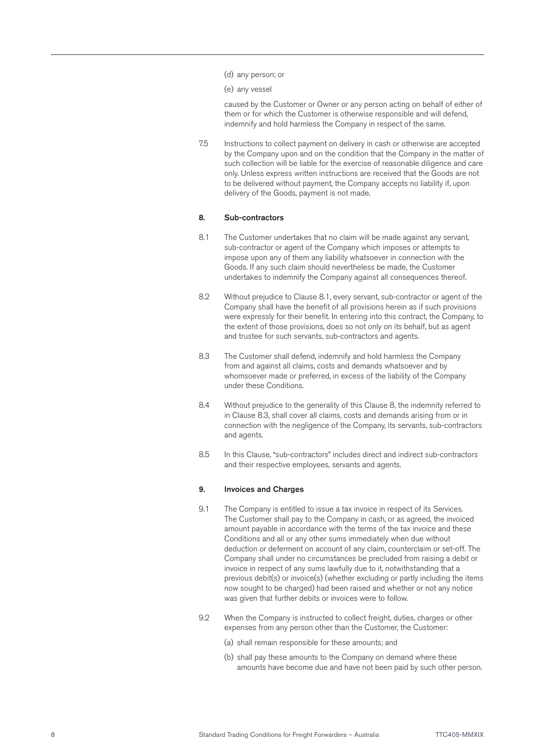(d) any person; or

(e) any vessel

caused by the Customer or Owner or any person acting on behalf of either of them or for which the Customer is otherwise responsible and will defend, indemnify and hold harmless the Company in respect of the same.

7.5 Instructions to collect payment on delivery in cash or otherwise are accepted by the Company upon and on the condition that the Company in the matter of such collection will be liable for the exercise of reasonable diligence and care only. Unless express written instructions are received that the Goods are not to be delivered without payment, the Company accepts no liability if, upon delivery of the Goods, payment is not made.

## 8. Sub-contractors

8.1 The Customer undertakes that no claim will be made against any servant, sub-contractor or agent of the Company which imposes or attempts to impose upon any of them any liability whatsoever in connection with the Goods. If any such claim should nevertheless be made, the Customer undertakes to indemnify the Company against all consequences thereof.

8.2 Without prejudice to Clause 8.1, every servant, sub-contractor or agent of the Company shall have the benefit of all provisions herein as if such provisions were expressly for their benefit. In entering into this contract, the Company, to the extent of those provisions, does so not only on its behalf, but as agent and trustee for such servants, sub-contractors and agents.

8.3 The Customer shall defend, indemnify and hold harmless the Company from and against all claims, costs and demands whatsoever and by whomsoever made or preferred, in excess of the liability of the Company under these Conditions.

8.4 Without prejudice to the generality of this Clause 8, the indemnity referred to in Clause 8.3, shall cover all claims, costs and demands arising from or in connection with the negligence of the Company, its servants, sub-contractors and agents.

8.5 In this Clause, "sub-contractors" includes direct and indirect sub-contractors and their respective employees, servants and agents.

## 9. Invoices and Charges

9.1 The Company is entitled to issue a tax invoice in respect of its Services. The Customer shall pay to the Company in cash, or as agreed, the invoiced amount payable in accordance with the terms of the tax invoice and these Conditions and all or any other sums immediately when due without deduction or deferment on account of any claim, counterclaim or set-off. The Company shall under no circumstances be precluded from raising a debit or invoice in respect of any sums lawfully due to it, notwithstanding that a previous debit(s) or invoice(s) (whether excluding or partly including the items now sought to be charged) had been raised and whether or not any notice was given that further debits or invoices were to follow.

9.2 When the Company is instructed to collect freight, duties, charges or other expenses from any person other than the Customer, the Customer:

(a) shall remain responsible for these amounts; and

(b) shall pay these amounts to the Company on demand where these amounts have become due and have not been paid by such other person.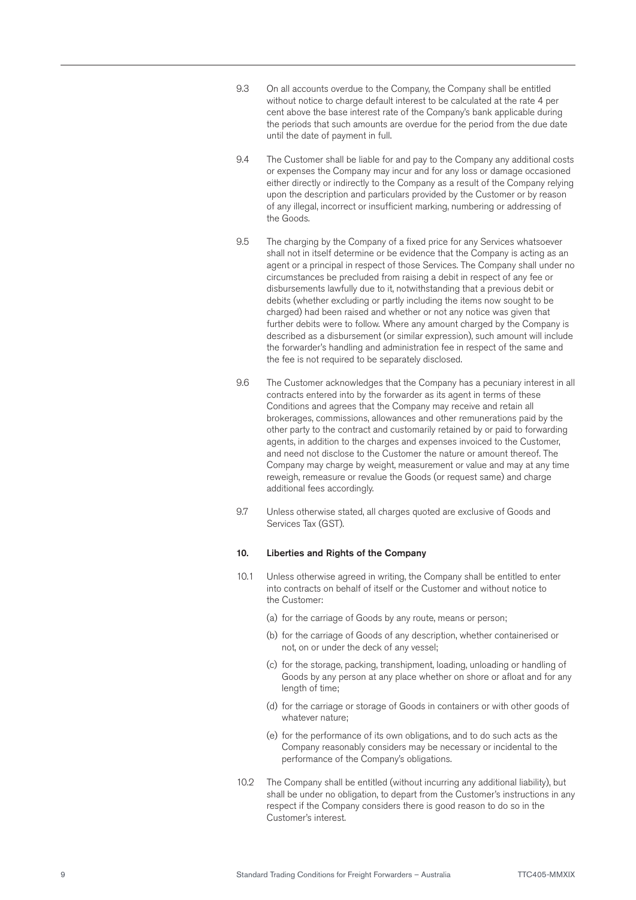9.3 On all accounts overdue to the Company, the Company shall be entitled without notice to charge default interest to be calculated at the rate 4 per cent above the base interest rate of the Company's bank applicable during the periods that such amounts are overdue for the period from the due date until the date of payment in full.

9.4 The Customer shall be liable for and pay to the Company any additional costs or expenses the Company may incur and for any loss or damage occasioned either directly or indirectly to the Company as a result of the Company relying upon the description and particulars provided by the Customer or by reason of any illegal, incorrect or insufficient marking, numbering or addressing of the Goods.

9.5 The charging by the Company of a fixed price for any Services whatsoever shall not in itself determine or be evidence that the Company is acting as an agent or a principal in respect of those Services. The Company shall under no circumstances be precluded from raising a debit in respect of any fee or disbursements lawfully due to it, notwithstanding that a previous debit or debits (whether excluding or partly including the items now sought to be charged) had been raised and whether or not any notice was given that further debits were to follow. Where any amount charged by the Company is described as a disbursement (or similar expression), such amount will include the forwarder's handling and administration fee in respect of the same and the fee is not required to be separately disclosed.

9.6 The Customer acknowledges that the Company has a pecuniary interest in all contracts entered into by the forwarder as its agent in terms of these Conditions and agrees that the Company may receive and retain all brokerages, commissions, allowances and other remunerations paid by the other party to the contract and customarily retained by or paid to forwarding agents, in addition to the charges and expenses invoiced to the Customer, and need not disclose to the Customer the nature or amount thereof. The Company may charge by weight, measurement or value and may at any time reweigh, remeasure or revalue the Goods (or request same) and charge additional fees accordingly.

9.7 Unless otherwise stated, all charges quoted are exclusive of Goods and Services Tax (GST).

## 10. Liberties and Rights of the Company

10.1 Unless otherwise agreed in writing, the Company shall be entitled to enter into contracts on behalf of itself or the Customer and without notice to the Customer:

(a) for the carriage of Goods by any route, means or person;

(b) for the carriage of Goods of any description, whether containerised or not, on or under the deck of any vessel;

(c) for the storage, packing, transhipment, loading, unloading or handling of Goods by any person at any place whether on shore or afloat and for any length of time;

(d) for the carriage or storage of Goods in containers or with other goods of whatever nature;

(e) for the performance of its own obligations, and to do such acts as the Company reasonably considers may be necessary or incidental to the performance of the Company's obligations.

10.2 The Company shall be entitled (without incurring any additional liability), but shall be under no obligation, to depart from the Customer's instructions in any respect if the Company considers there is good reason to do so in the Customer's interest.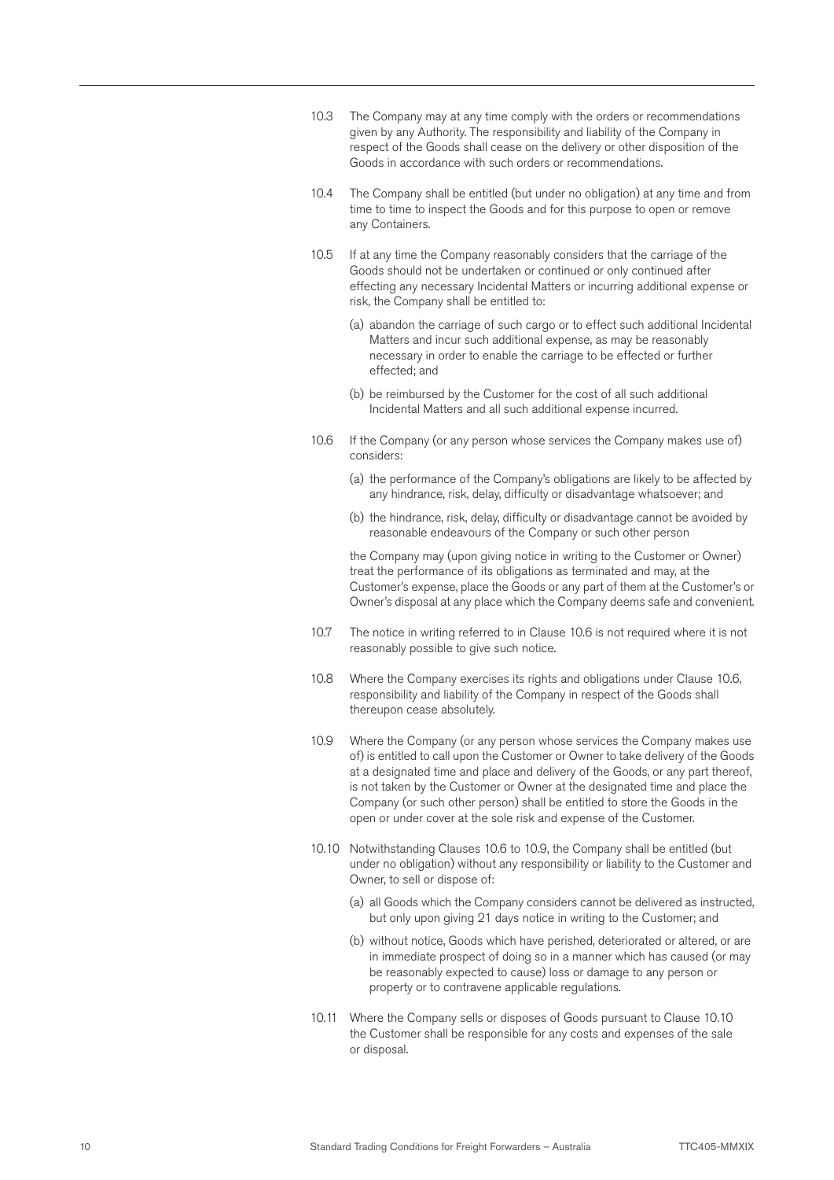10.3 The Company may at any time comply with the orders or recommendations given by any Authority. The responsibility and liability of the Company in respect of the Goods shall cease on the delivery or other disposition of the Goods in accordance with such orders or recommendations.

10.4 The Company shall be entitled (but under no obligation) at any time and from time to time to inspect the Goods and for this purpose to open or remove any Containers.

10.5 If at any time the Company reasonably considers that the carriage of the Goods should not be undertaken or continued or only continued after effecting any necessary Incidental Matters or incurring additional expense or risk, the Company shall be entitled to:

(a) abandon the carriage of such cargo or to effect such additional Incidental Matters and incur such additional expense, as may be reasonably necessary in order to enable the carriage to be effected or further effected; and

(b) be reimbursed by the Customer for the cost of all such additional Incidental Matters and all such additional expense incurred.

10.6 If the Company (or any person whose services the Company makes use of) considers:

(a) the performance of the Company's obligations are likely to be affected by any hindrance, risk, delay, difficulty or disadvantage whatsoever; and

(b) the hindrance, risk, delay, difficulty or disadvantage cannot be avoided by reasonable endeavours of the Company or such other person

the Company may (upon giving notice in writing to the Customer or Owner) treat the performance of its obligations as terminated and may, at the Customer's expense, place the Goods or any part of them at the Customer's or Owner's disposal at any place which the Company deems safe and convenient.

10.7 The notice in writing referred to in Clause 10.6 is not required where it is not reasonably possible to give such notice.

10.8 Where the Company exercises its rights and obligations under Clause 10.6, responsibility and liability of the Company in respect of the Goods shall thereupon cease absolutely.

10.9 Where the Company (or any person whose services the Company makes use of) is entitled to call upon the Customer or Owner to take delivery of the Goods at a designated time and place and delivery of the Goods, or any part thereof, is not taken by the Customer or Owner at the designated time and place the Company (or such other person) shall be entitled to store the Goods in the open or under cover at the sole risk and expense of the Customer.

10.10 Notwithstanding Clauses 10.6 to 10.9, the Company shall be entitled (but under no obligation) without any responsibility or liability to the Customer and Owner, to sell or dispose of:

(a) all Goods which the Company considers cannot be delivered as instructed, but only upon giving 21 days notice in writing to the Customer; and

(b) without notice, Goods which have perished, deteriorated or altered, or are in immediate prospect of doing so in a manner which has caused (or may be reasonably expected to cause) loss or damage to any person or property or to contravene applicable regulations.

10.11 Where the Company sells or disposes of Goods pursuant to Clause 10.10 the Customer shall be responsible for any costs and expenses of the sale or disposal.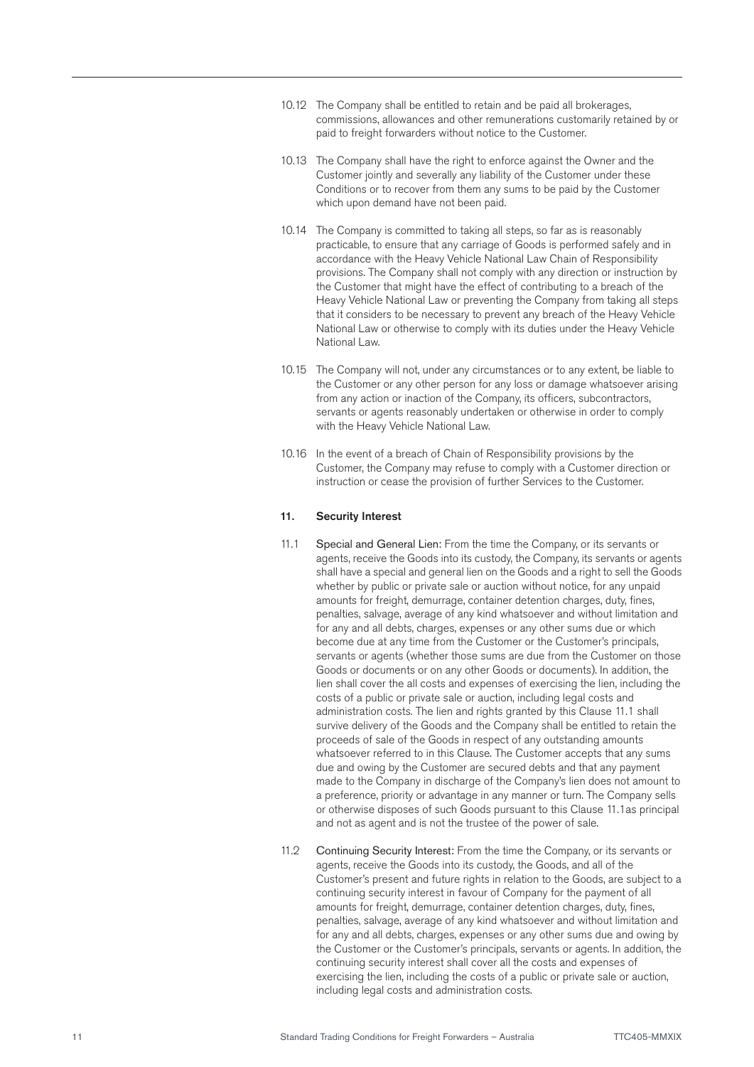10.12 The Company shall be entitled to retain and be paid all brokerages, commissions, allowances and other remunerations customarily retained by or paid to freight forwarders without notice to the Customer.

10.13 The Company shall have the right to enforce against the Owner and the Customer jointly and severally any liability of the Customer under these Conditions or to recover from them any sums to be paid by the Customer which upon demand have not been paid.

10.14 The Company is committed to taking all steps, so far as is reasonably practicable, to ensure that any carriage of Goods is performed safely and in accordance with the Heavy Vehicle National Law Chain of Responsibility provisions. The Company shall not comply with any direction or instruction by the Customer that might have the effect of contributing to a breach of the Heavy Vehicle National Law or preventing the Company from taking all steps that it considers to be necessary to prevent any breach of the Heavy Vehicle National Law or otherwise to comply with its duties under the Heavy Vehicle National Law.

10.15 The Company will not, under any circumstances or to any extent, be liable to the Customer or any other person for any loss or damage whatsoever arising from any action or inaction of the Company, its officers, subcontractors, servants or agents reasonably undertaken or otherwise in order to comply with the Heavy Vehicle National Law.

10.16 In the event of a breach of Chain of Responsibility provisions by the Customer, the Company may refuse to comply with a Customer direction or instruction or cease the provision of further Services to the Customer.

## 11. Security Interest

11.1 **Special and General Lien:** From the time the Company, or its servants or agents, receive the Goods into its custody, the Company, its servants or agents shall have a special and general lien on the Goods and a right to sell the Goods whether by public or private sale or auction without notice, for any unpaid amounts for freight, demurrage, container detention charges, duty, fines, penalties, salvage, average of any kind whatsoever and without limitation and for any and all debts, charges, expenses or any other sums due or which become due at any time from the Customer or the Customer's principals, servants or agents (whether those sums are due from the Customer on those Goods or documents or on any other Goods or documents). In addition, the lien shall cover the all costs and expenses of exercising the lien, including the costs of a public or private sale or auction, including legal costs and administration costs. The lien and rights granted by this Clause 11.1 shall survive delivery of the Goods and the Company shall be entitled to retain the proceeds of sale of the Goods in respect of any outstanding amounts whatsoever referred to in this Clause. The Customer accepts that any sums due and owing by the Customer are secured debts and that any payment made to the Company in discharge of the Company's lien does not amount to a preference, priority or advantage in any manner or turn. The Company sells or otherwise disposes of such Goods pursuant to this Clause 11.1as principal and not as agent and is not the trustee of the power of sale.

11.2 **Continuing Security Interest:** From the time the Company, or its servants or agents, receive the Goods into its custody, the Goods, and all of the Customer's present and future rights in relation to the Goods, are subject to a continuing security interest in favour of Company for the payment of all amounts for freight, demurrage, container detention charges, duty, fines, penalties, salvage, average of any kind whatsoever and without limitation and for any and all debts, charges, expenses or any other sums due and owing by the Customer or the Customer's principals, servants or agents. In addition, the continuing security interest shall cover all the costs and expenses of exercising the lien, including the costs of a public or private sale or auction, including legal costs and administration costs.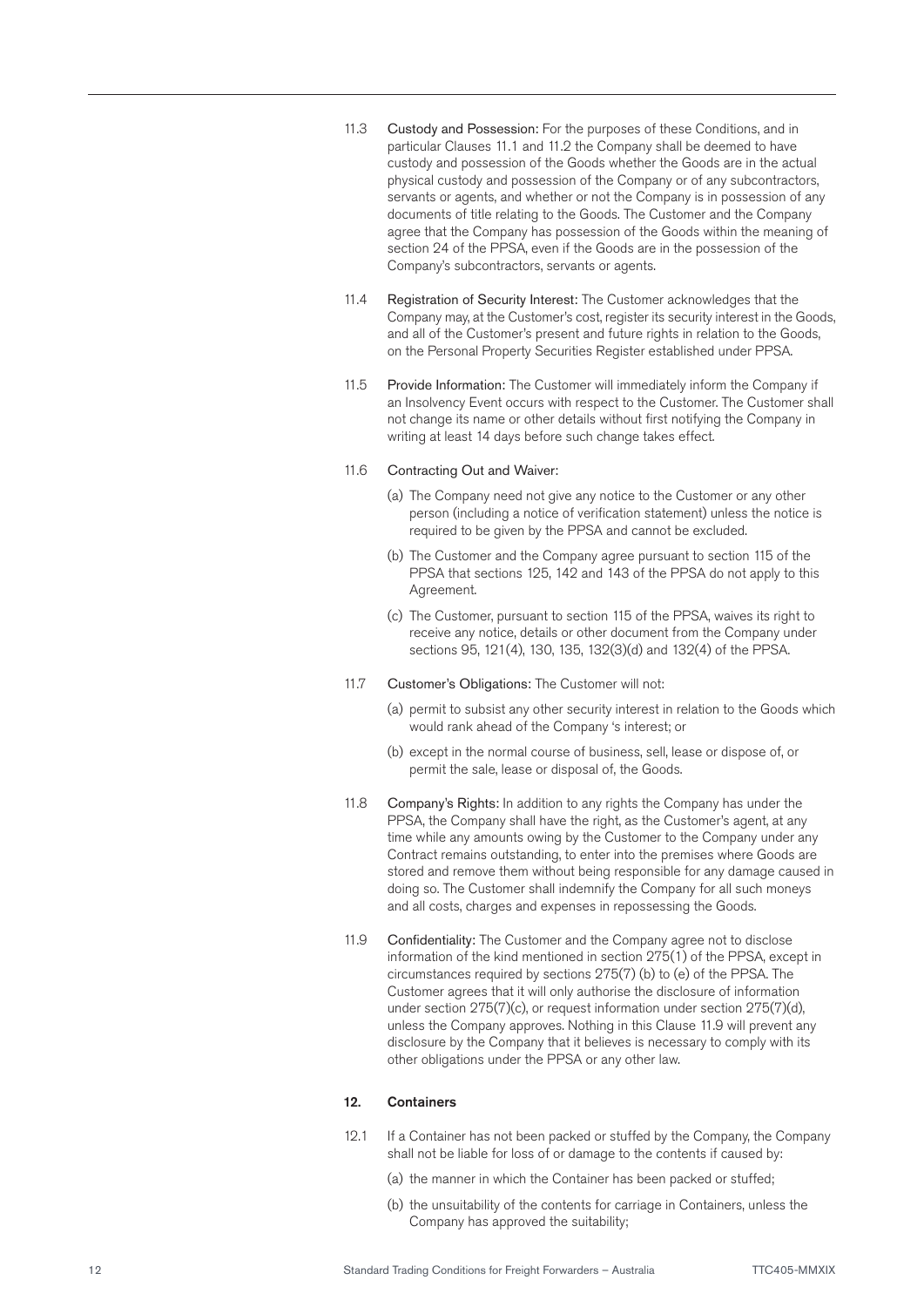11.3 **Custody and Possession:** For the purposes of these Conditions, and in particular Clauses 11.1 and 11.2 the Company shall be deemed to have custody and possession of the Goods whether the Goods are in the actual physical custody and possession of the Company or of any subcontractors, servants or agents, and whether or not the Company is in possession of any documents of title relating to the Goods. The Customer and the Company agree that the Company has possession of the Goods within the meaning of section 24 of the PPSA, even if the Goods are in the possession of the Company's subcontractors, servants or agents.

11.4 **Registration of Security Interest:** The Customer acknowledges that the Company may, at the Customer's cost, register its security interest in the Goods, and all of the Customer's present and future rights in relation to the Goods, on the Personal Property Securities Register established under PPSA.

11.5 **Provide Information:** The Customer will immediately inform the Company if an Insolvency Event occurs with respect to the Customer. The Customer shall not change its name or other details without first notifying the Company in writing at least 14 days before such change takes effect.

11.6 **Contracting Out and Waiver:**

(a) The Company need not give any notice to the Customer or any other person (including a notice of verification statement) unless the notice is required to be given by the PPSA and cannot be excluded.

(b) The Customer and the Company agree pursuant to section 115 of the PPSA that sections 125, 142 and 143 of the PPSA do not apply to this Agreement.

(c) The Customer, pursuant to section 115 of the PPSA, waives its right to receive any notice, details or other document from the Company under sections 95, 121(4), 130, 135, 132(3)(d) and 132(4) of the PPSA.

11.7 **Customer's Obligations:** The Customer will not:

(a) permit to subsist any other security interest in relation to the Goods which would rank ahead of the Company 's interest; or

(b) except in the normal course of business, sell, lease or dispose of, or permit the sale, lease or disposal of, the Goods.

11.8 **Company's Rights:** In addition to any rights the Company has under the PPSA, the Company shall have the right, as the Customer's agent, at any time while any amounts owing by the Customer to the Company under any Contract remains outstanding, to enter into the premises where Goods are stored and remove them without being responsible for any damage caused in doing so. The Customer shall indemnify the Company for all such moneys and all costs, charges and expenses in repossessing the Goods.

11.9 **Confidentiality:** The Customer and the Company agree not to disclose information of the kind mentioned in section 275(1) of the PPSA, except in circumstances required by sections 275(7) (b) to (e) of the PPSA. The Customer agrees that it will only authorise the disclosure of information under section 275(7)(c), or request information under section 275(7)(d), unless the Company approves. Nothing in this Clause 11.9 will prevent any disclosure by the Company that it believes is necessary to comply with its other obligations under the PPSA or any other law.

## 12. Containers

12.1 If a Container has not been packed or stuffed by the Company, the Company shall not be liable for loss of or damage to the contents if caused by:

(a) the manner in which the Container has been packed or stuffed;

(b) the unsuitability of the contents for carriage in Containers, unless the Company has approved the suitability;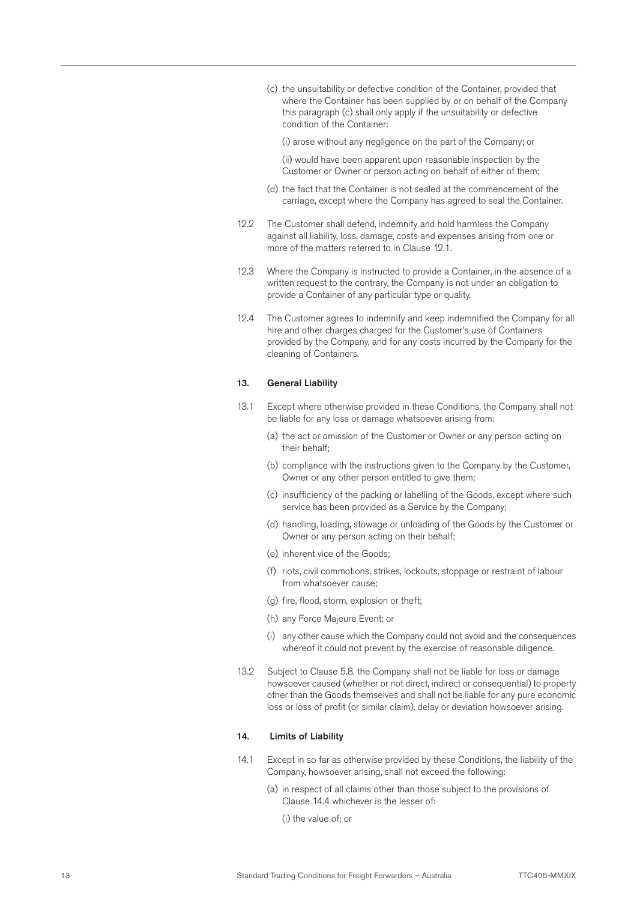(c) the unsuitability or defective condition of the Container, provided that where the Container has been supplied by or on behalf of the Company this paragraph (c) shall only apply if the unsuitability or defective condition of the Container:

(i) arose without any negligence on the part of the Company; or

(ii) would have been apparent upon reasonable inspection by the Customer or Owner or person acting on behalf of either of them;

(d) the fact that the Container is not sealed at the commencement of the carriage, except where the Company has agreed to seal the Container.

12.2 The Customer shall defend, indemnify and hold harmless the Company against all liability, loss, damage, costs and expenses arising from one or more of the matters referred to in Clause 12.1.

12.3 Where the Company is instructed to provide a Container, in the absence of a written request to the contrary, the Company is not under an obligation to provide a Container of any particular type or quality.

12.4 The Customer agrees to indemnify and keep indemnified the Company for all hire and other charges charged for the Customer's use of Containers provided by the Company, and for any costs incurred by the Company for the cleaning of Containers.

## 13. General Liability

13.1 Except where otherwise provided in these Conditions, the Company shall not be liable for any loss or damage whatsoever arising from:

(a) the act or omission of the Customer or Owner or any person acting on their behalf;

(b) compliance with the instructions given to the Company by the Customer, Owner or any other person entitled to give them;

(c) insufficiency of the packing or labelling of the Goods, except where such service has been provided as a Service by the Company;

(d) handling, loading, stowage or unloading of the Goods by the Customer or Owner or any person acting on their behalf;

(e) inherent vice of the Goods;

(f) riots, civil commotions, strikes, lockouts, stoppage or restraint of labour from whatsoever cause;

(g) fire, flood, storm, explosion or theft;

(h) any Force Majeure Event; or

(i) any other cause which the Company could not avoid and the consequences whereof it could not prevent by the exercise of reasonable diligence.

13.2 Subject to Clause 5.8, the Company shall not be liable for loss or damage howsoever caused (whether or not direct, indirect or consequential) to property other than the Goods themselves and shall not be liable for any pure economic loss or loss of profit (or similar claim), delay or deviation howsoever arising.

## 14. Limits of Liability

14.1 Except in so far as otherwise provided by these Conditions, the liability of the Company, howsoever arising, shall not exceed the following:

(a) in respect of all claims other than those subject to the provisions of Clause 14.4 whichever is the lesser of:

(i) the value of; or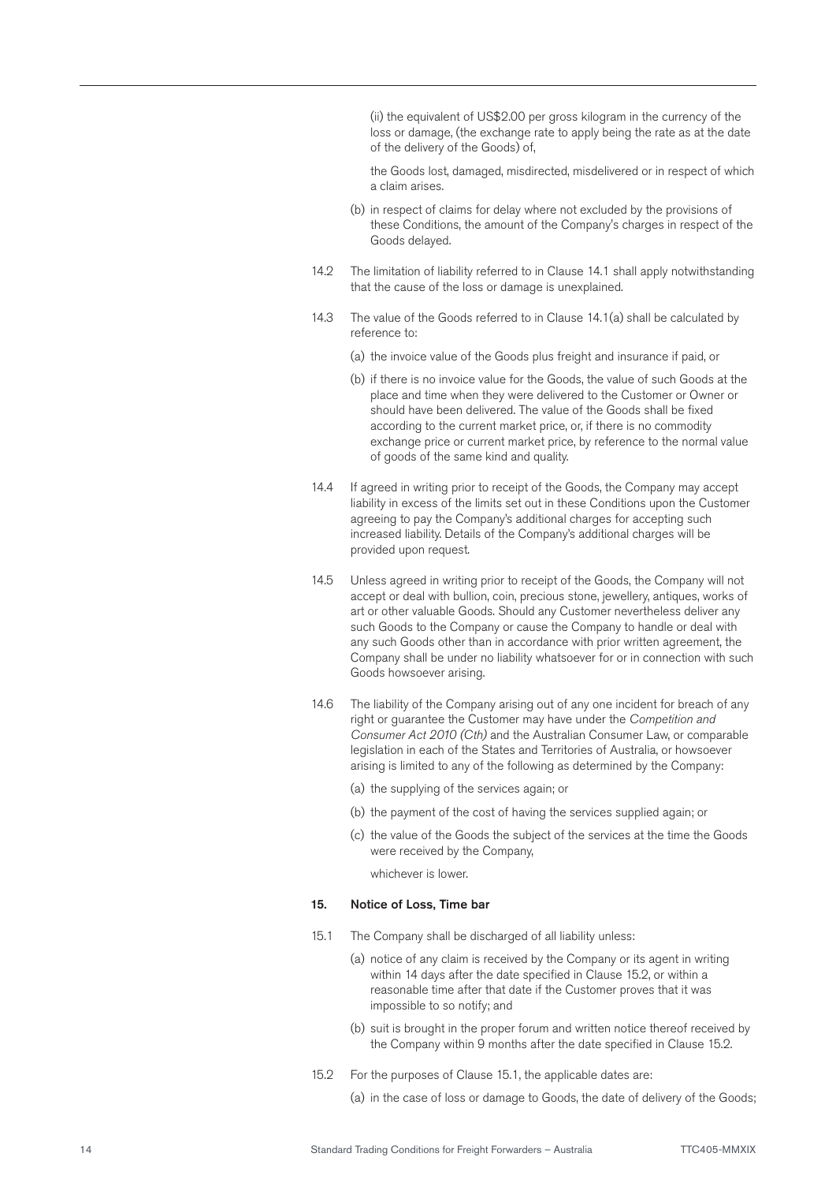(ii) the equivalent of US$2.00 per gross kilogram in the currency of the loss or damage, (the exchange rate to apply being the rate as at the date of the delivery of the Goods) of,

the Goods lost, damaged, misdirected, misdelivered or in respect of which a claim arises.

(b) in respect of claims for delay where not excluded by the provisions of these Conditions, the amount of the Company's charges in respect of the Goods delayed.

14.2 The limitation of liability referred to in Clause 14.1 shall apply notwithstanding that the cause of the loss or damage is unexplained.

14.3 The value of the Goods referred to in Clause 14.1(a) shall be calculated by reference to:

(a) the invoice value of the Goods plus freight and insurance if paid, or

(b) if there is no invoice value for the Goods, the value of such Goods at the place and time when they were delivered to the Customer or Owner or should have been delivered. The value of the Goods shall be fixed according to the current market price, or, if there is no commodity exchange price or current market price, by reference to the normal value of goods of the same kind and quality.

14.4 If agreed in writing prior to receipt of the Goods, the Company may accept liability in excess of the limits set out in these Conditions upon the Customer agreeing to pay the Company's additional charges for accepting such increased liability. Details of the Company's additional charges will be provided upon request.

14.5 Unless agreed in writing prior to receipt of the Goods, the Company will not accept or deal with bullion, coin, precious stone, jewellery, antiques, works of art or other valuable Goods. Should any Customer nevertheless deliver any such Goods to the Company or cause the Company to handle or deal with any such Goods other than in accordance with prior written agreement, the Company shall be under no liability whatsoever for or in connection with such Goods howsoever arising.

14.6 The liability of the Company arising out of any one incident for breach of any right or guarantee the Customer may have under the *Competition and Consumer Act 2010 (Cth)* and the Australian Consumer Law, or comparable legislation in each of the States and Territories of Australia, or howsoever arising is limited to any of the following as determined by the Company:

(a) the supplying of the services again; or

(b) the payment of the cost of having the services supplied again; or

(c) the value of the Goods the subject of the services at the time the Goods were received by the Company,

whichever is lower.

## 15. Notice of Loss, Time bar

15.1 The Company shall be discharged of all liability unless:

(a) notice of any claim is received by the Company or its agent in writing within 14 days after the date specified in Clause 15.2, or within a reasonable time after that date if the Customer proves that it was impossible to so notify; and

(b) suit is brought in the proper forum and written notice thereof received by the Company within 9 months after the date specified in Clause 15.2.

15.2 For the purposes of Clause 15.1, the applicable dates are:

(a) in the case of loss or damage to Goods, the date of delivery of the Goods;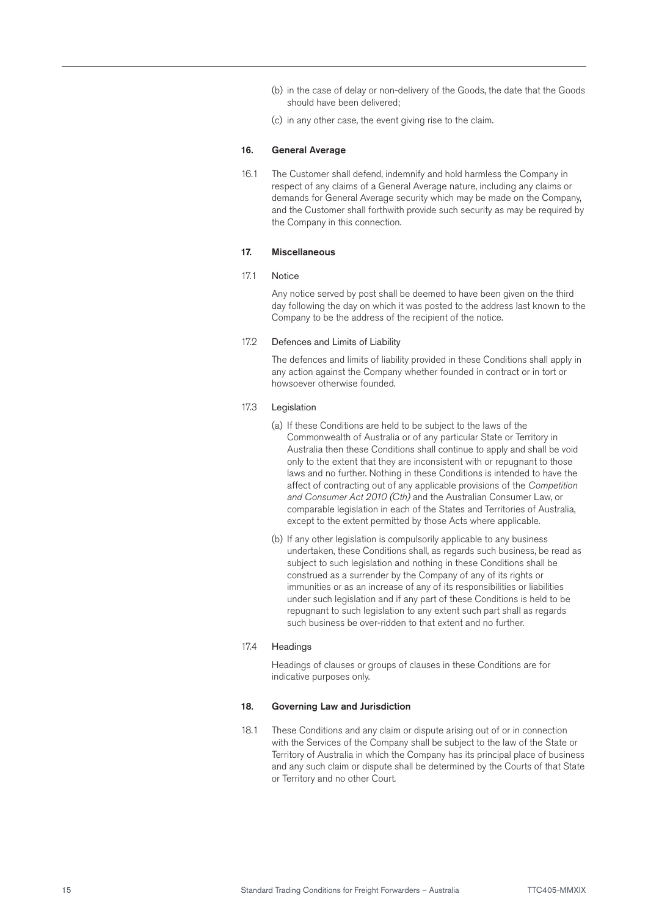(b) in the case of delay or non-delivery of the Goods, the date that the Goods should have been delivered;

(c) in any other case, the event giving rise to the claim.

## 16. General Average

16.1 The Customer shall defend, indemnify and hold harmless the Company in respect of any claims of a General Average nature, including any claims or demands for General Average security which may be made on the Company, and the Customer shall forthwith provide such security as may be required by the Company in this connection.

## 17. Miscellaneous

17.1 Notice

Any notice served by post shall be deemed to have been given on the third day following the day on which it was posted to the address last known to the Company to be the address of the recipient of the notice.

17.2 Defences and Limits of Liability

The defences and limits of liability provided in these Conditions shall apply in any action against the Company whether founded in contract or in tort or howsoever otherwise founded.

17.3 Legislation

(a) If these Conditions are held to be subject to the laws of the Commonwealth of Australia or of any particular State or Territory in Australia then these Conditions shall continue to apply and shall be void only to the extent that they are inconsistent with or repugnant to those laws and no further. Nothing in these Conditions is intended to have the affect of contracting out of any applicable provisions of the *Competition and Consumer Act 2010 (Cth)* and the Australian Consumer Law, or comparable legislation in each of the States and Territories of Australia, except to the extent permitted by those Acts where applicable.

(b) If any other legislation is compulsorily applicable to any business undertaken, these Conditions shall, as regards such business, be read as subject to such legislation and nothing in these Conditions shall be construed as a surrender by the Company of any of its rights or immunities or as an increase of any of its responsibilities or liabilities under such legislation and if any part of these Conditions is held to be repugnant to such legislation to any extent such part shall as regards such business be over-ridden to that extent and no further.

17.4 Headings

Headings of clauses or groups of clauses in these Conditions are for indicative purposes only.

## 18. Governing Law and Jurisdiction

18.1 These Conditions and any claim or dispute arising out of or in connection with the Services of the Company shall be subject to the law of the State or Territory of Australia in which the Company has its principal place of business and any such claim or dispute shall be determined by the Courts of that State or Territory and no other Court.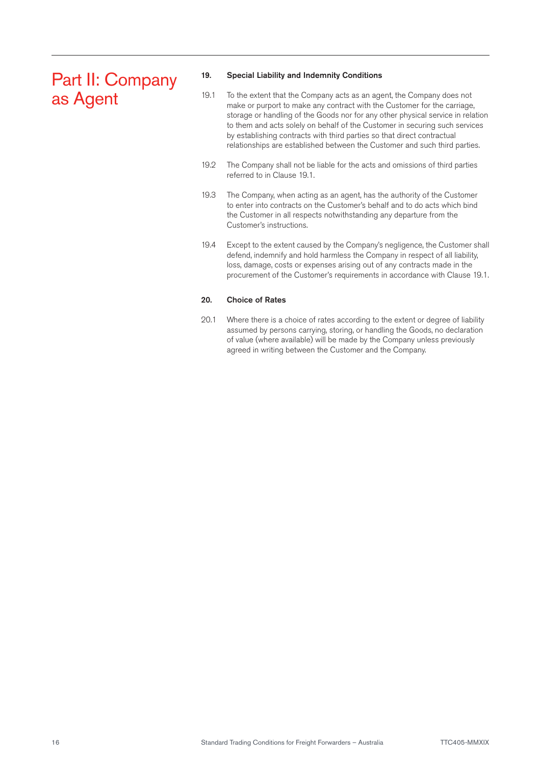# Part II: Company as Agent

## 19. Special Liability and Indemnity Conditions

19.1 To the extent that the Company acts as an agent, the Company does not make or purport to make any contract with the Customer for the carriage, storage or handling of the Goods nor for any other physical service in relation to them and acts solely on behalf of the Customer in securing such services by establishing contracts with third parties so that direct contractual relationships are established between the Customer and such third parties.

19.2 The Company shall not be liable for the acts and omissions of third parties referred to in Clause 19.1.

19.3 The Company, when acting as an agent, has the authority of the Customer to enter into contracts on the Customer's behalf and to do acts which bind the Customer in all respects notwithstanding any departure from the Customer's instructions.

19.4 Except to the extent caused by the Company's negligence, the Customer shall defend, indemnify and hold harmless the Company in respect of all liability, loss, damage, costs or expenses arising out of any contracts made in the procurement of the Customer's requirements in accordance with Clause 19.1.

## 20. Choice of Rates

20.1 Where there is a choice of rates according to the extent or degree of liability assumed by persons carrying, storing, or handling the Goods, no declaration of value (where available) will be made by the Company unless previously agreed in writing between the Customer and the Company.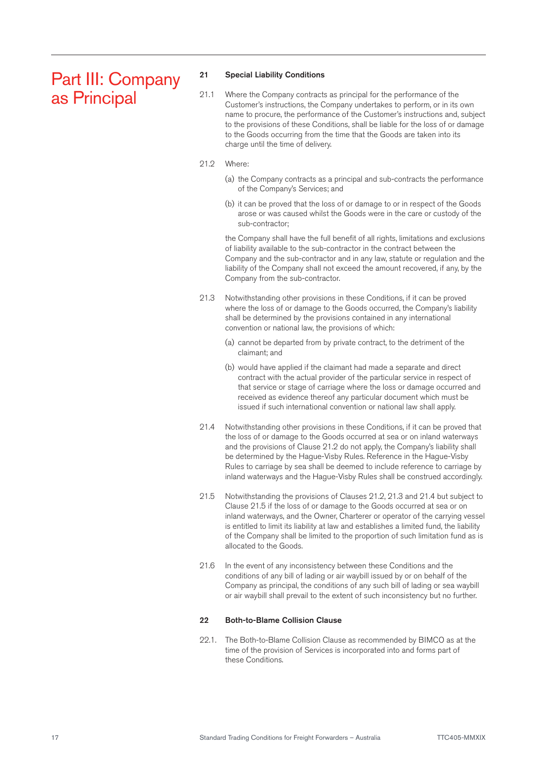# Part III: Company as Principal

## 21 Special Liability Conditions

21.1 Where the Company contracts as principal for the performance of the Customer's instructions, the Company undertakes to perform, or in its own name to procure, the performance of the Customer's instructions and, subject to the provisions of these Conditions, shall be liable for the loss of or damage to the Goods occurring from the time that the Goods are taken into its charge until the time of delivery.

21.2 Where:

(a) the Company contracts as a principal and sub-contracts the performance of the Company's Services; and

(b) it can be proved that the loss of or damage to or in respect of the Goods arose or was caused whilst the Goods were in the care or custody of the sub-contractor;

the Company shall have the full benefit of all rights, limitations and exclusions of liability available to the sub-contractor in the contract between the Company and the sub-contractor and in any law, statute or regulation and the liability of the Company shall not exceed the amount recovered, if any, by the Company from the sub-contractor.

21.3 Notwithstanding other provisions in these Conditions, if it can be proved where the loss of or damage to the Goods occurred, the Company's liability shall be determined by the provisions contained in any international convention or national law, the provisions of which:

(a) cannot be departed from by private contract, to the detriment of the claimant; and

(b) would have applied if the claimant had made a separate and direct contract with the actual provider of the particular service in respect of that service or stage of carriage where the loss or damage occurred and received as evidence thereof any particular document which must be issued if such international convention or national law shall apply.

21.4 Notwithstanding other provisions in these Conditions, if it can be proved that the loss of or damage to the Goods occurred at sea or on inland waterways and the provisions of Clause 21.2 do not apply, the Company's liability shall be determined by the Hague-Visby Rules. Reference in the Hague-Visby Rules to carriage by sea shall be deemed to include reference to carriage by inland waterways and the Hague-Visby Rules shall be construed accordingly.

21.5 Notwithstanding the provisions of Clauses 21.2, 21.3 and 21.4 but subject to Clause 21.5 if the loss of or damage to the Goods occurred at sea or on inland waterways, and the Owner, Charterer or operator of the carrying vessel is entitled to limit its liability at law and establishes a limited fund, the liability of the Company shall be limited to the proportion of such limitation fund as is allocated to the Goods.

21.6 In the event of any inconsistency between these Conditions and the conditions of any bill of lading or air waybill issued by or on behalf of the Company as principal, the conditions of any such bill of lading or sea waybill or air waybill shall prevail to the extent of such inconsistency but no further.

## 22 Both-to-Blame Collision Clause

22.1. The Both-to-Blame Collision Clause as recommended by BIMCO as at the time of the provision of Services is incorporated into and forms part of these Conditions.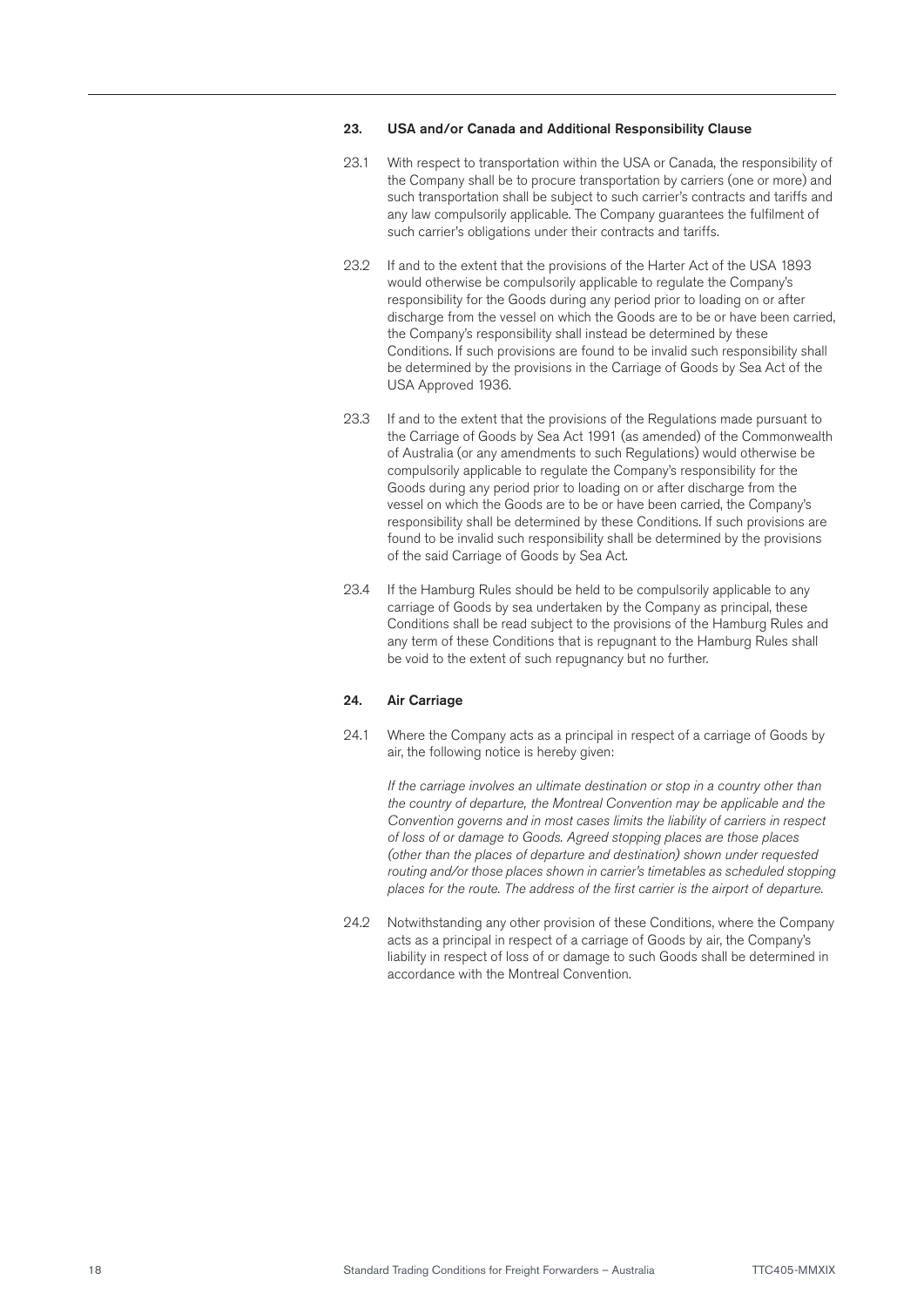## 23. USA and/or Canada and Additional Responsibility Clause

23.1 With respect to transportation within the USA or Canada, the responsibility of the Company shall be to procure transportation by carriers (one or more) and such transportation shall be subject to such carrier's contracts and tariffs and any law compulsorily applicable. The Company guarantees the fulfilment of such carrier's obligations under their contracts and tariffs.

23.2 If and to the extent that the provisions of the Harter Act of the USA 1893 would otherwise be compulsorily applicable to regulate the Company's responsibility for the Goods during any period prior to loading on or after discharge from the vessel on which the Goods are to be or have been carried, the Company's responsibility shall instead be determined by these Conditions. If such provisions are found to be invalid such responsibility shall be determined by the provisions in the Carriage of Goods by Sea Act of the USA Approved 1936.

23.3 If and to the extent that the provisions of the Regulations made pursuant to the Carriage of Goods by Sea Act 1991 (as amended) of the Commonwealth of Australia (or any amendments to such Regulations) would otherwise be compulsorily applicable to regulate the Company's responsibility for the Goods during any period prior to loading on or after discharge from the vessel on which the Goods are to be or have been carried, the Company's responsibility shall be determined by these Conditions. If such provisions are found to be invalid such responsibility shall be determined by the provisions of the said Carriage of Goods by Sea Act.

23.4 If the Hamburg Rules should be held to be compulsorily applicable to any carriage of Goods by sea undertaken by the Company as principal, these Conditions shall be read subject to the provisions of the Hamburg Rules and any term of these Conditions that is repugnant to the Hamburg Rules shall be void to the extent of such repugnancy but no further.

## 24. Air Carriage

24.1 Where the Company acts as a principal in respect of a carriage of Goods by air, the following notice is hereby given:

*If the carriage involves an ultimate destination or stop in a country other than the country of departure, the Montreal Convention may be applicable and the Convention governs and in most cases limits the liability of carriers in respect of loss of or damage to Goods. Agreed stopping places are those places (other than the places of departure and destination) shown under requested routing and/or those places shown in carrier's timetables as scheduled stopping places for the route. The address of the first carrier is the airport of departure.*

24.2 Notwithstanding any other provision of these Conditions, where the Company acts as a principal in respect of a carriage of Goods by air, the Company's liability in respect of loss of or damage to such Goods shall be determined in accordance with the Montreal Convention.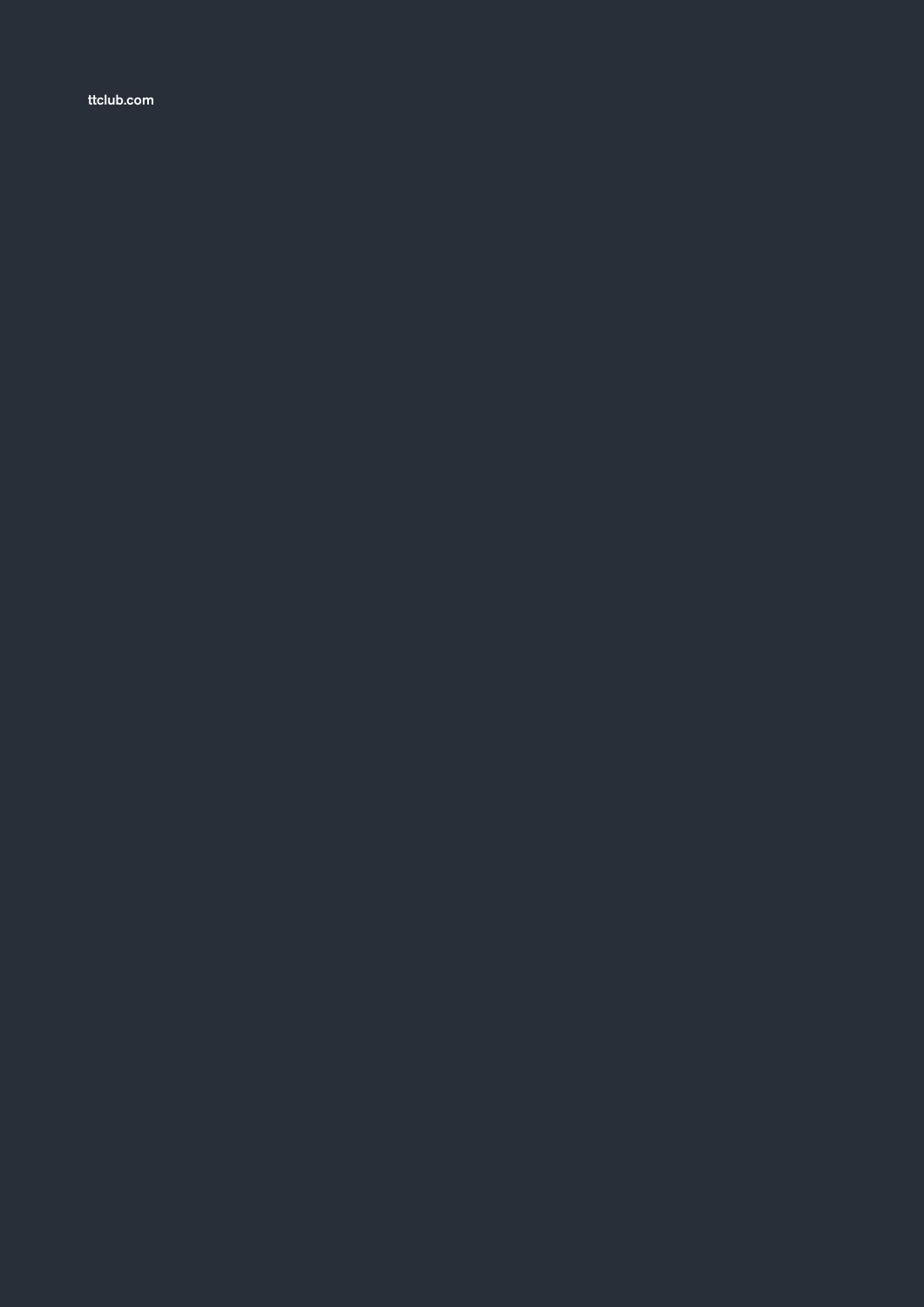ttclub.com